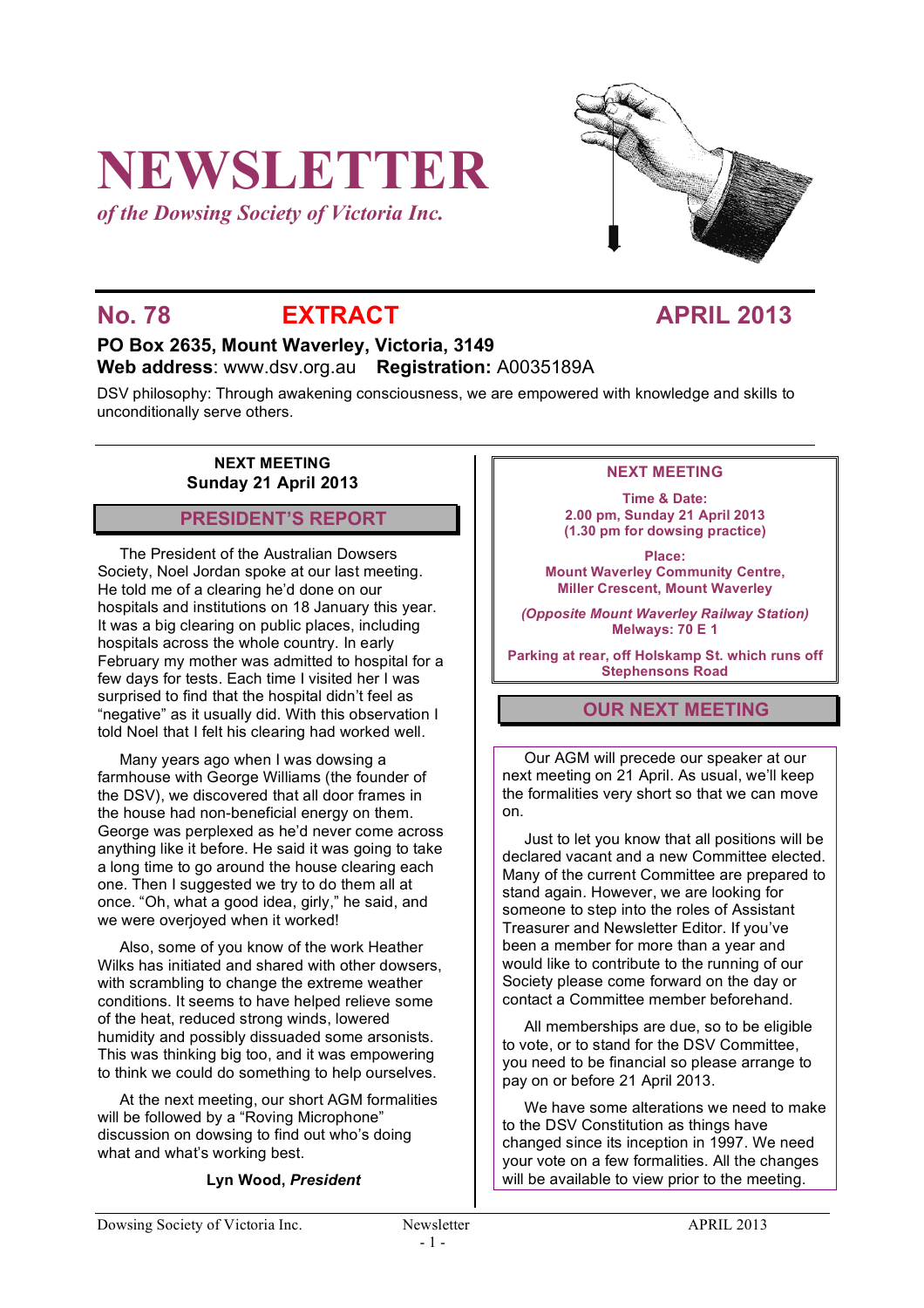# NEWSLETTER

*of the Dowsing Society of Victoria Inc.*

**No. 78** **EXTRACT** **APRIL 2013**

**PO Box 2635, Mount Waverley, Victoria, 3149**
**Web address**: www.dsv.org.au **Registration:** A0035189A

DSV philosophy: Through awakening consciousness, we are empowered with knowledge and skills to unconditionally serve others.

**NEXT MEETING**
**Sunday 21 April 2013**

## PRESIDENT'S REPORT

The President of the Australian Dowsers Society, Noel Jordan spoke at our last meeting. He told me of a clearing he'd done on our hospitals and institutions on 18 January this year. It was a big clearing on public places, including hospitals across the whole country. In early February my mother was admitted to hospital for a few days for tests. Each time I visited her I was surprised to find that the hospital didn't feel as "negative" as it usually did. With this observation I told Noel that I felt his clearing had worked well.

Many years ago when I was dowsing a farmhouse with George Williams (the founder of the DSV), we discovered that all door frames in the house had non-beneficial energy on them. George was perplexed as he'd never come across anything like it before. He said it was going to take a long time to go around the house clearing each one. Then I suggested we try to do them all at once. "Oh, what a good idea, girly," he said, and we were overjoyed when it worked!

Also, some of you know of the work Heather Wilks has initiated and shared with other dowsers, with scrambling to change the extreme weather conditions. It seems to have helped relieve some of the heat, reduced strong winds, lowered humidity and possibly dissuaded some arsonists. This was thinking big too, and it was empowering to think we could do something to help ourselves.

At the next meeting, our short AGM formalities will be followed by a "Roving Microphone" discussion on dowsing to find out who's doing what and what's working best.

**Lyn Wood, *President***

**NEXT MEETING**

**Time & Date:**
**2.00 pm, Sunday 21 April 2013**
**(1.30 pm for dowsing practice)**

**Place:**
**Mount Waverley Community Centre,**
**Miller Crescent, Mount Waverley**

***(Opposite Mount Waverley Railway Station)***
**Melways: 70 E 1**

**Parking at rear, off Holskamp St. which runs off Stephensons Road**

## OUR NEXT MEETING

Our AGM will precede our speaker at our next meeting on 21 April. As usual, we'll keep the formalities very short so that we can move on.

Just to let you know that all positions will be declared vacant and a new Committee elected. Many of the current Committee are prepared to stand again. However, we are looking for someone to step into the roles of Assistant Treasurer and Newsletter Editor. If you've been a member for more than a year and would like to contribute to the running of our Society please come forward on the day or contact a Committee member beforehand.

All memberships are due, so to be eligible to vote, or to stand for the DSV Committee, you need to be financial so please arrange to pay on or before 21 April 2013.

We have some alterations we need to make to the DSV Constitution as things have changed since its inception in 1997. We need your vote on a few formalities. All the changes will be available to view prior to the meeting.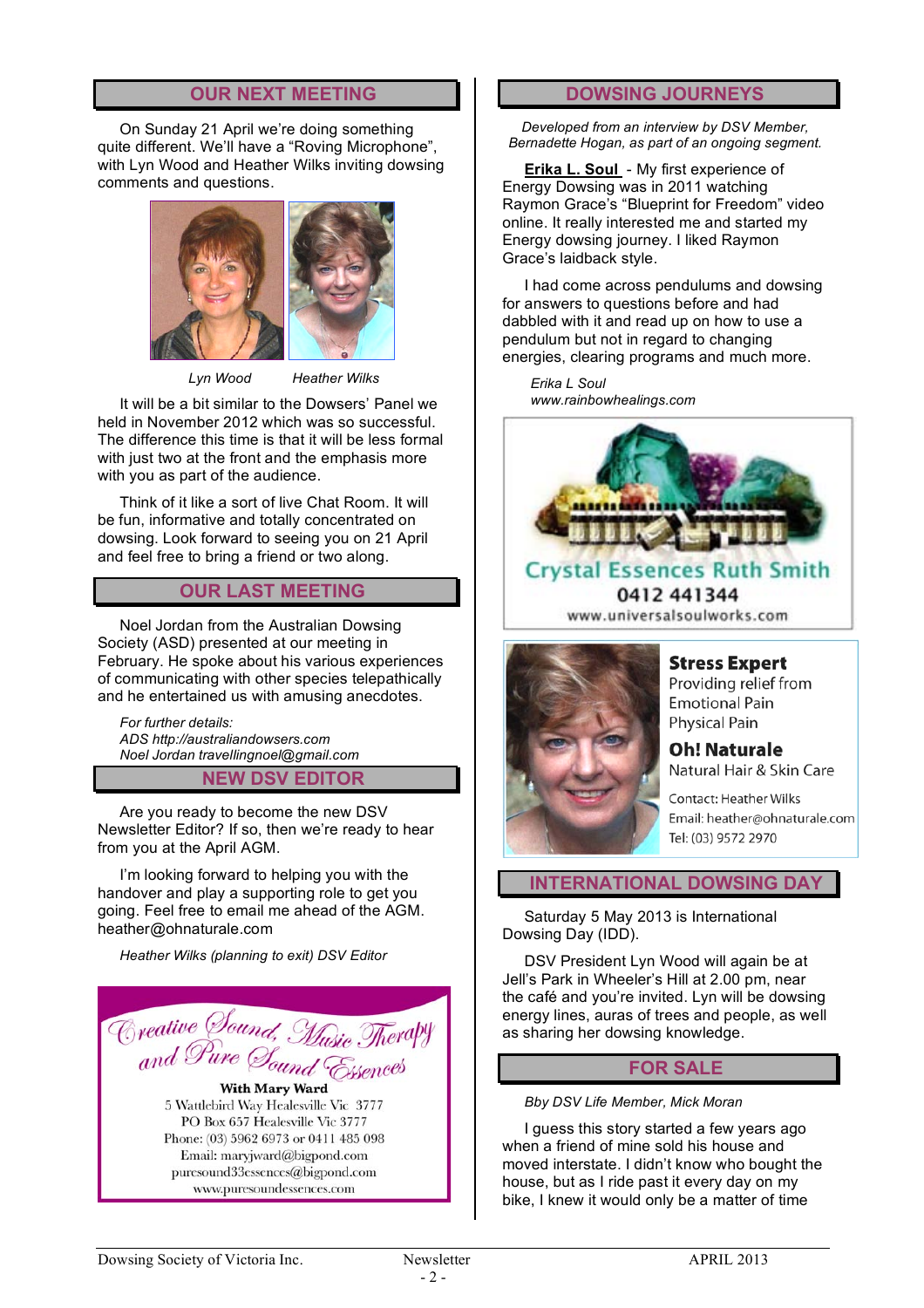## OUR NEXT MEETING

On Sunday 21 April we're doing something quite different. We'll have a "Roving Microphone", with Lyn Wood and Heather Wilks inviting dowsing comments and questions.

*Lyn Wood* *Heather Wilks*

It will be a bit similar to the Dowsers' Panel we held in November 2012 which was so successful. The difference this time is that it will be less formal with just two at the front and the emphasis more with you as part of the audience.

Think of it like a sort of live Chat Room. It will be fun, informative and totally concentrated on dowsing. Look forward to seeing you on 21 April and feel free to bring a friend or two along.

## OUR LAST MEETING

Noel Jordan from the Australian Dowsing Society (ASD) presented at our meeting in February. He spoke about his various experiences of communicating with other species telepathically and he entertained us with amusing anecdotes.

*For further details:*
*ADS http://australiandowsers.com*
*Noel Jordan travellingnoel@gmail.com*

## NEW DSV EDITOR

Are you ready to become the new DSV Newsletter Editor? If so, then we're ready to hear from you at the April AGM.

I'm looking forward to helping you with the handover and play a supporting role to get you going. Feel free to email me ahead of the AGM. heather@ohnaturale.com

*Heather Wilks (planning to exit) DSV Editor*

**Creative Sound, Music Therapy and Pure Sound Essences**
**With Mary Ward**
5 Wattlebird Way Healesville Vic 3777
PO Box 657 Healesville Vic 3777
Phone: (03) 5962 6973 or 0411 485 098
Email: maryjward@bigpond.com
puresound33essences@bigpond.com
www.puresoundessences.com

## DOWSING JOURNEYS

*Developed from an interview by DSV Member, Bernadette Hogan, as part of an ongoing segment.*

**Erika L. Soul** - My first experience of Energy Dowsing was in 2011 watching Raymon Grace's "Blueprint for Freedom" video online. It really interested me and started my Energy dowsing journey. I liked Raymon Grace's laidback style.

I had come across pendulums and dowsing for answers to questions before and had dabbled with it and read up on how to use a pendulum but not in regard to changing energies, clearing programs and much more.

*Erika L Soul*
*www.rainbowhealings.com*

**Crystal Essences Ruth Smith**
**0412 441344**
www.universalsoulworks.com

**Stress Expert**
Providing relief from
Emotional Pain
Physical Pain

**Oh! Naturale**
Natural Hair & Skin Care

Contact: Heather Wilks
Email: heather@ohnaturale.com
Tel: (03) 9572 2970

## INTERNATIONAL DOWSING DAY

Saturday 5 May 2013 is International Dowsing Day (IDD).

DSV President Lyn Wood will again be at Jell's Park in Wheeler's Hill at 2.00 pm, near the café and you're invited. Lyn will be dowsing energy lines, auras of trees and people, as well as sharing her dowsing knowledge.

## FOR SALE

*Bby DSV Life Member, Mick Moran*

I guess this story started a few years ago when a friend of mine sold his house and moved interstate. I didn't know who bought the house, but as I ride past it every day on my bike, I knew it would only be a matter of time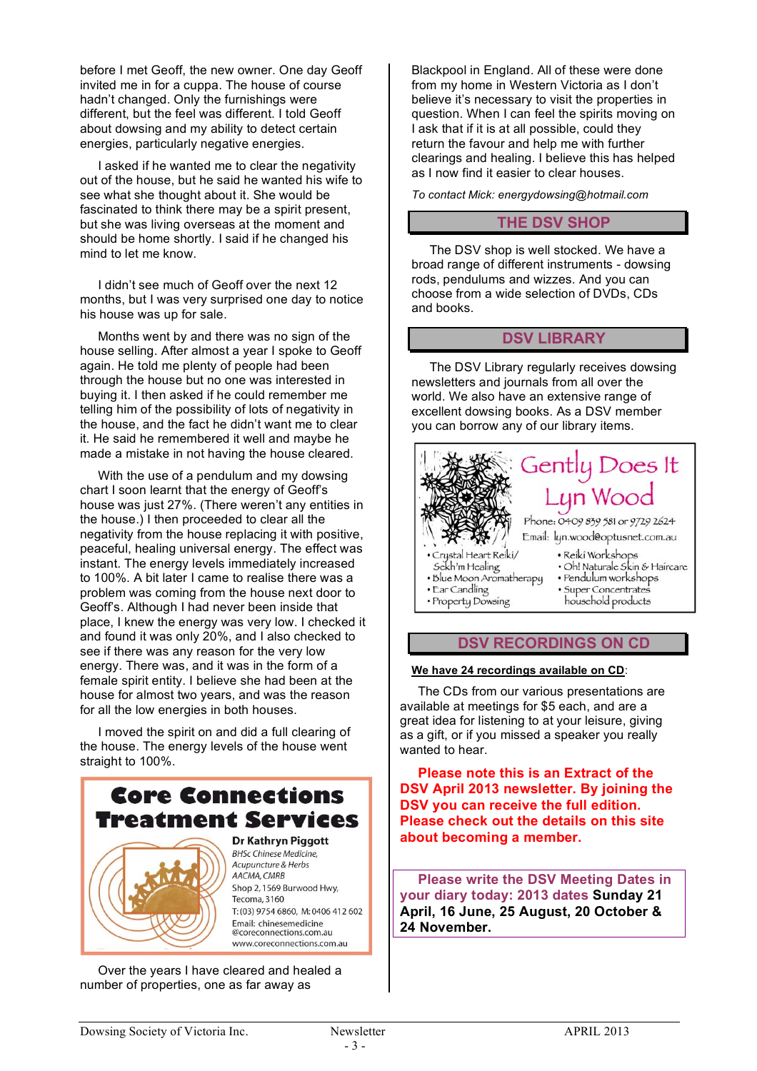before I met Geoff, the new owner. One day Geoff invited me in for a cuppa. The house of course hadn't changed. Only the furnishings were different, but the feel was different. I told Geoff about dowsing and my ability to detect certain energies, particularly negative energies.

I asked if he wanted me to clear the negativity out of the house, but he said he wanted his wife to see what she thought about it. She would be fascinated to think there may be a spirit present, but she was living overseas at the moment and should be home shortly. I said if he changed his mind to let me know.

I didn't see much of Geoff over the next 12 months, but I was very surprised one day to notice his house was up for sale.

Months went by and there was no sign of the house selling. After almost a year I spoke to Geoff again. He told me plenty of people had been through the house but no one was interested in buying it. I then asked if he could remember me telling him of the possibility of lots of negativity in the house, and the fact he didn't want me to clear it. He said he remembered it well and maybe he made a mistake in not having the house cleared.

With the use of a pendulum and my dowsing chart I soon learnt that the energy of Geoff's house was just 27%. (There weren't any entities in the house.) I then proceeded to clear all the negativity from the house replacing it with positive, peaceful, healing universal energy. The effect was instant. The energy levels immediately increased to 100%. A bit later I came to realise there was a problem was coming from the house next door to Geoff's. Although I had never been inside that place, I knew the energy was very low. I checked it and found it was only 20%, and I also checked to see if there was any reason for the very low energy. There was, and it was in the form of a female spirit entity. I believe she had been at the house for almost two years, and was the reason for all the low energies in both houses.

I moved the spirit on and did a full clearing of the house. The energy levels of the house went straight to 100%.

**Core Connections Treatment Services**

**Dr Kathryn Piggott**
*BHSc Chinese Medicine, Acupuncture & Herbs AACMA, CMRB*
Shop 2, 1569 Burwood Hwy, Tecoma, 3160
T: (03) 9754 6860, M: 0406 412 602
Email: chinesemedicine@coreconnections.com.au
www.coreconnections.com.au

Over the years I have cleared and healed a number of properties, one as far away as Blackpool in England. All of these were done from my home in Western Victoria as I don't believe it's necessary to visit the properties in question. When I can feel the spirits moving on I ask that if it is at all possible, could they return the favour and help me with further clearings and healing. I believe this has helped as I now find it easier to clear houses.

*To contact Mick: energydowsing@hotmail.com*

## THE DSV SHOP

The DSV shop is well stocked. We have a broad range of different instruments - dowsing rods, pendulums and wizzes. And you can choose from a wide selection of DVDs, CDs and books.

## DSV LIBRARY

The DSV Library regularly receives dowsing newsletters and journals from all over the world. We also have an extensive range of excellent dowsing books. As a DSV member you can borrow any of our library items.

**Gently Does It**
**Lyn Wood**
Phone: 0409 839 581 or 9729 2624
Email: lyn.wood@optusnet.com.au

- Crystal Heart Reiki/ Sekh'm Healing
- Blue Moon Aromatherapy
- Ear Candling
- Property Dowsing
- Reiki Workshops
- Oh! Naturale Skin & Haircare
- Pendulum workshops
- Super Concentrates household products

## DSV RECORDINGS ON CD

**We have 24 recordings available on CD**:

The CDs from our various presentations are available at meetings for $5 each, and are a great idea for listening to at your leisure, giving as a gift, or if you missed a speaker you really wanted to hear.

**Please note this is an Extract of the DSV April 2013 newsletter. By joining the DSV you can receive the full edition. Please check out the details on this site about becoming a member.**

**Please write the DSV Meeting Dates in your diary today: 2013 dates Sunday 21 April, 16 June, 25 August, 20 October & 24 November.**